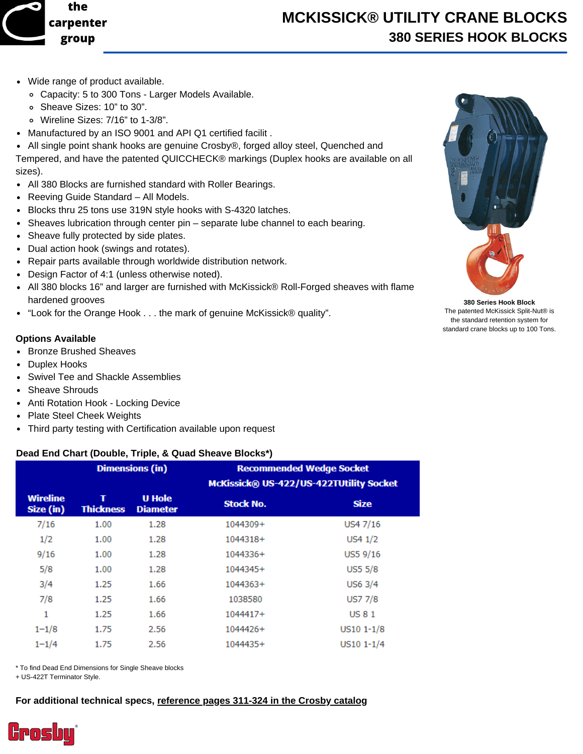# MCKISSICK® UTILITY CRANE BLOCKS

## 380 SERIES HOOK BLOCKS

- Wide range of product available.
  - Capacity: 5 to 300 Tons - Larger Models Available.
  - Sheave Sizes: 10" to 30".
  - Wireline Sizes: 7/16" to 1-3/8".
- Manufactured by an ISO 9001 and API Q1 certified facilit .
- All single point shank hooks are genuine Crosby®, forged alloy steel, Quenched and Tempered, and have the patented QUICCHECK® markings (Duplex hooks are available on all sizes).
- All 380 Blocks are furnished standard with Roller Bearings.
- Reeving Guide Standard – All Models.
- Blocks thru 25 tons use 319N style hooks with S-4320 latches.
- Sheaves lubrication through center pin – separate lube channel to each bearing.
- Sheave fully protected by side plates.
- Dual action hook (swings and rotates).
- Repair parts available through worldwide distribution network.
- Design Factor of 4:1 (unless otherwise noted).
- All 380 blocks 16" and larger are furnished with McKissick® Roll-Forged sheaves with flame hardened grooves
- "Look for the Orange Hook . . . the mark of genuine McKissick® quality".

**380 Series Hook Block**
The patented McKissick Split-Nut® is the standard retention system for standard crane blocks up to 100 Tons.

### Options Available

- Bronze Brushed Sheaves
- Duplex Hooks
- Swivel Tee and Shackle Assemblies
- Sheave Shrouds
- Anti Rotation Hook - Locking Device
- Plate Steel Cheek Weights
- Third party testing with Certification available upon request

### Dead End Chart (Double, Triple, & Quad Sheave Blocks*)

| Dimensions (in) | | | Recommended Wedge Socket McKissick® US-422/US-422TUtility Socket | |
|---|---|---|---|---|
| Wireline Size (in) | T Thickness | U Hole Diameter | Stock No. | Size |
| 7/16 | 1.00 | 1.28 | 1044309+ | US4 7/16 |
| 1/2 | 1.00 | 1.28 | 1044318+ | US4 1/2 |
| 9/16 | 1.00 | 1.28 | 1044336+ | US5 9/16 |
| 5/8 | 1.00 | 1.28 | 1044345+ | US5 5/8 |
| 3/4 | 1.25 | 1.66 | 1044363+ | US6 3/4 |
| 7/8 | 1.25 | 1.66 | 1038580 | US7 7/8 |
| 1 | 1.25 | 1.66 | 1044417+ | US 8 1 |
| 1-1/8 | 1.75 | 2.56 | 1044426+ | US10 1-1/8 |
| 1-1/4 | 1.75 | 2.56 | 1044435+ | US10 1-1/4 |

\* To find Dead End Dimensions for Single Sheave blocks
\+ US-422T Terminator Style.

**For additional technical specs, reference pages 311-324 in the Crosby catalog**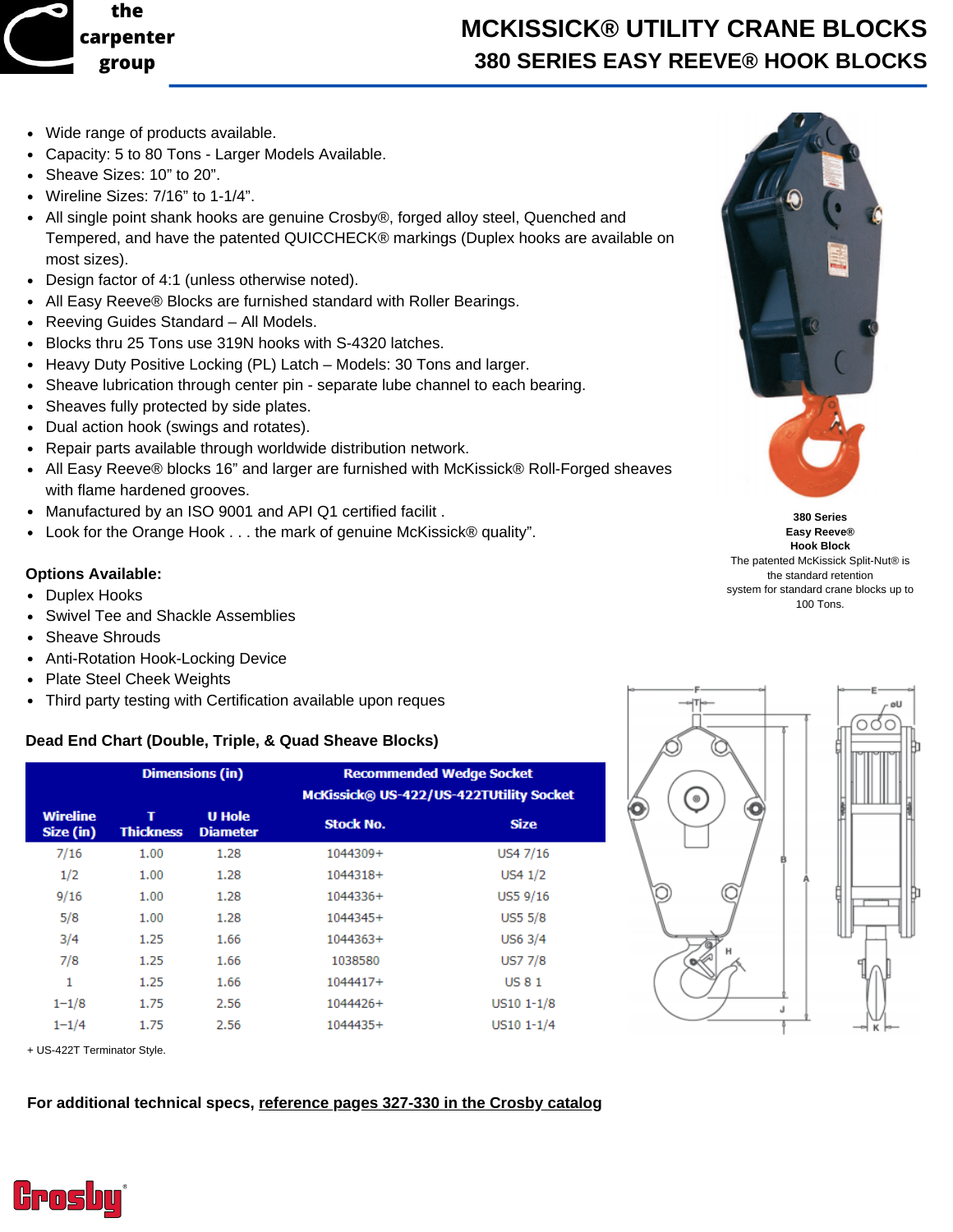# MCKISSICK® UTILITY CRANE BLOCKS

## 380 SERIES EASY REEVE® HOOK BLOCKS

- Wide range of products available.
- Capacity: 5 to 80 Tons - Larger Models Available.
- Sheave Sizes: 10" to 20".
- Wireline Sizes: 7/16" to 1-1/4".
- All single point shank hooks are genuine Crosby®, forged alloy steel, Quenched and Tempered, and have the patented QUICCHECK® markings (Duplex hooks are available on most sizes).
- Design factor of 4:1 (unless otherwise noted).
- All Easy Reeve® Blocks are furnished standard with Roller Bearings.
- Reeving Guides Standard – All Models.
- Blocks thru 25 Tons use 319N hooks with S-4320 latches.
- Heavy Duty Positive Locking (PL) Latch – Models: 30 Tons and larger.
- Sheave lubrication through center pin - separate lube channel to each bearing.
- Sheaves fully protected by side plates.
- Dual action hook (swings and rotates).
- Repair parts available through worldwide distribution network.
- All Easy Reeve® blocks 16" and larger are furnished with McKissick® Roll-Forged sheaves with flame hardened grooves.
- Manufactured by an ISO 9001 and API Q1 certified facilit .
- Look for the Orange Hook . . . the mark of genuine McKissick® quality".

**380 Series**
**Easy Reeve®**
**Hook Block**
The patented McKissick Split-Nut® is the standard retention system for standard crane blocks up to 100 Tons.

**Options Available:**

- Duplex Hooks
- Swivel Tee and Shackle Assemblies
- Sheave Shrouds
- Anti-Rotation Hook-Locking Device
- Plate Steel Cheek Weights
- Third party testing with Certification available upon reques

### Dead End Chart (Double, Triple, & Quad Sheave Blocks)

| Dimensions (in) | | | Recommended Wedge Socket McKissick® US-422/US-422TUtility Socket | |
|---|---|---|---|---|
| Wireline Size (in) | T Thickness | U Hole Diameter | Stock No. | Size |
| 7/16 | 1.00 | 1.28 | 1044309+ | US4 7/16 |
| 1/2 | 1.00 | 1.28 | 1044318+ | US4 1/2 |
| 9/16 | 1.00 | 1.28 | 1044336+ | US5 9/16 |
| 5/8 | 1.00 | 1.28 | 1044345+ | US5 5/8 |
| 3/4 | 1.25 | 1.66 | 1044363+ | US6 3/4 |
| 7/8 | 1.25 | 1.66 | 1038580 | US7 7/8 |
| 1 | 1.25 | 1.66 | 1044417+ | US 8 1 |
| 1–1/8 | 1.75 | 2.56 | 1044426+ | US10 1-1/8 |
| 1–1/4 | 1.75 | 2.56 | 1044435+ | US10 1-1/4 |

+ US-422T Terminator Style.

**For additional technical specs, reference pages 327-330 in the Crosby catalog**